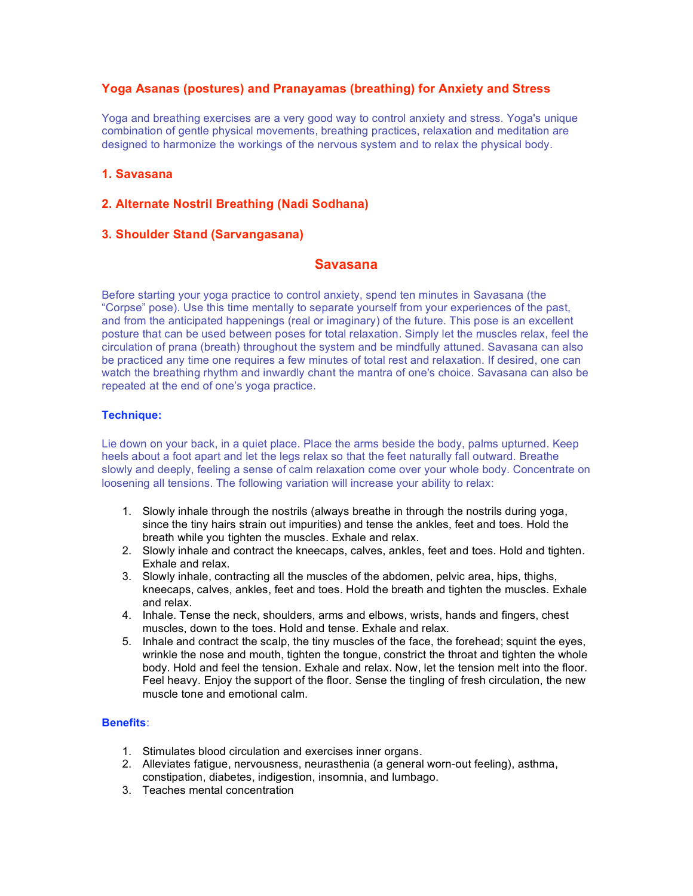# Yoga Asanas (postures) and Pranayamas (breathing) for Anxiety and Stress

Yoga and breathing exercises are a very good way to control anxiety and stress. Yoga's unique combination of gentle physical movements, breathing practices, relaxation and meditation are designed to harmonize the workings of the nervous system and to relax the physical body.

### 1. Savasana

### 2. Alternate Nostril Breathing (Nadi Sodhana)

### 3. Shoulder Stand (Sarvangasana)

## Savasana

Before starting your yoga practice to control anxiety, spend ten minutes in Savasana (the "Corpse" pose). Use this time mentally to separate yourself from your experiences of the past, and from the anticipated happenings (real or imaginary) of the future. This pose is an excellent posture that can be used between poses for total relaxation. Simply let the muscles relax, feel the circulation of prana (breath) throughout the system and be mindfully attuned. Savasana can also be practiced any time one requires a few minutes of total rest and relaxation. If desired, one can watch the breathing rhythm and inwardly chant the mantra of one's choice. Savasana can also be repeated at the end of one's yoga practice.

**Technique:**

Lie down on your back, in a quiet place. Place the arms beside the body, palms upturned. Keep heels about a foot apart and let the legs relax so that the feet naturally fall outward. Breathe slowly and deeply, feeling a sense of calm relaxation come over your whole body. Concentrate on loosening all tensions. The following variation will increase your ability to relax:

1. Slowly inhale through the nostrils (always breathe in through the nostrils during yoga, since the tiny hairs strain out impurities) and tense the ankles, feet and toes. Hold the breath while you tighten the muscles. Exhale and relax.
2. Slowly inhale and contract the kneecaps, calves, ankles, feet and toes. Hold and tighten. Exhale and relax.
3. Slowly inhale, contracting all the muscles of the abdomen, pelvic area, hips, thighs, kneecaps, calves, ankles, feet and toes. Hold the breath and tighten the muscles. Exhale and relax.
4. Inhale. Tense the neck, shoulders, arms and elbows, wrists, hands and fingers, chest muscles, down to the toes. Hold and tense. Exhale and relax.
5. Inhale and contract the scalp, the tiny muscles of the face, the forehead; squint the eyes, wrinkle the nose and mouth, tighten the tongue, constrict the throat and tighten the whole body. Hold and feel the tension. Exhale and relax. Now, let the tension melt into the floor. Feel heavy. Enjoy the support of the floor. Sense the tingling of fresh circulation, the new muscle tone and emotional calm.

**Benefits**:

1. Stimulates blood circulation and exercises inner organs.
2. Alleviates fatigue, nervousness, neurasthenia (a general worn-out feeling), asthma, constipation, diabetes, indigestion, insomnia, and lumbago.
3. Teaches mental concentration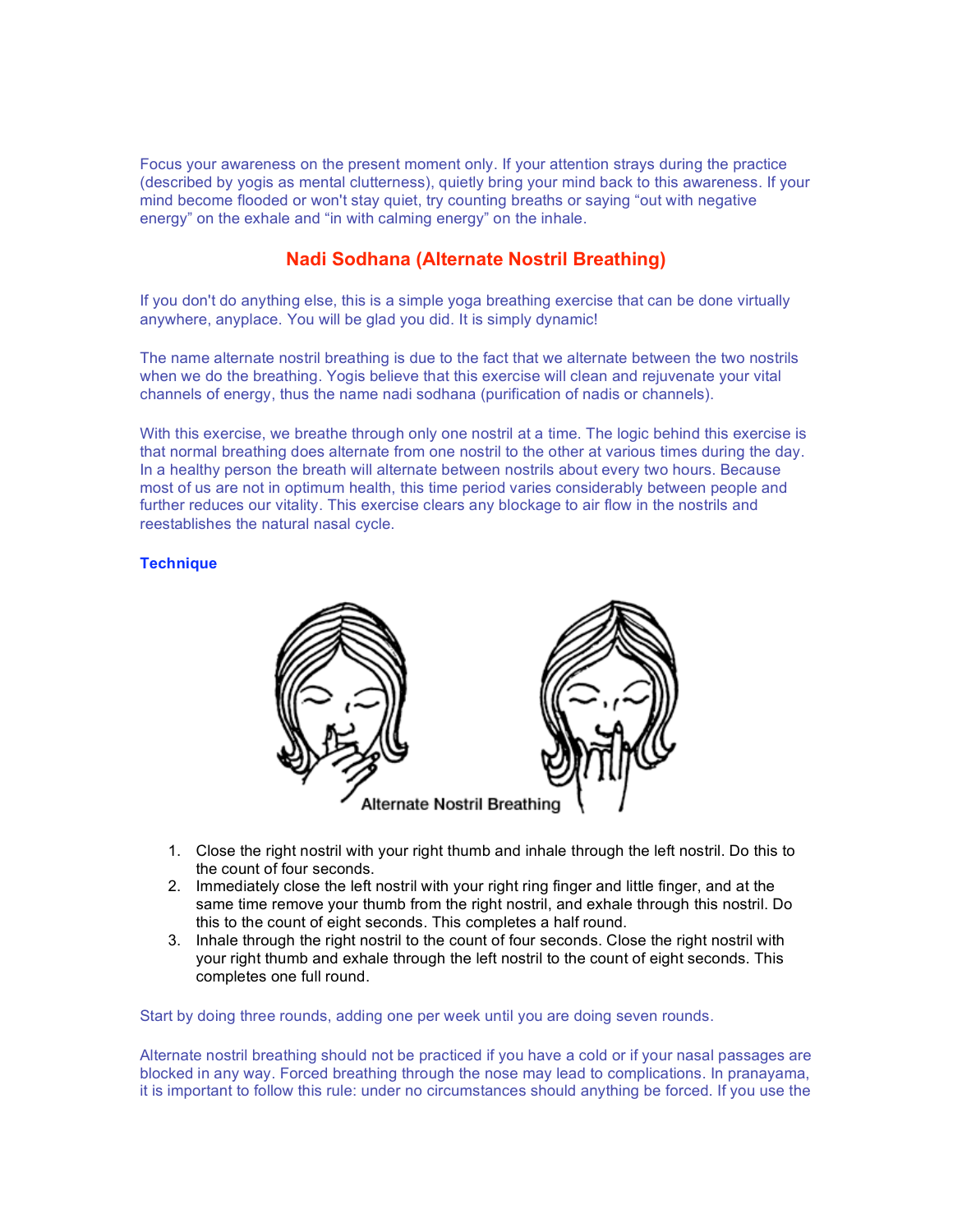Focus your awareness on the present moment only. If your attention strays during the practice (described by yogis as mental clutterness), quietly bring your mind back to this awareness. If your mind become flooded or won't stay quiet, try counting breaths or saying “out with negative energy” on the exhale and “in with calming energy” on the inhale.

## Nadi Sodhana (Alternate Nostril Breathing)

If you don't do anything else, this is a simple yoga breathing exercise that can be done virtually anywhere, anyplace. You will be glad you did. It is simply dynamic!

The name alternate nostril breathing is due to the fact that we alternate between the two nostrils when we do the breathing. Yogis believe that this exercise will clean and rejuvenate your vital channels of energy, thus the name nadi sodhana (purification of nadis or channels).

With this exercise, we breathe through only one nostril at a time. The logic behind this exercise is that normal breathing does alternate from one nostril to the other at various times during the day. In a healthy person the breath will alternate between nostrils about every two hours. Because most of us are not in optimum health, this time period varies considerably between people and further reduces our vitality. This exercise clears any blockage to air flow in the nostrils and reestablishes the natural nasal cycle.

### Technique

Alternate Nostril Breathing

1. Close the right nostril with your right thumb and inhale through the left nostril. Do this to the count of four seconds.
2. Immediately close the left nostril with your right ring finger and little finger, and at the same time remove your thumb from the right nostril, and exhale through this nostril. Do this to the count of eight seconds. This completes a half round.
3. Inhale through the right nostril to the count of four seconds. Close the right nostril with your right thumb and exhale through the left nostril to the count of eight seconds. This completes one full round.

Start by doing three rounds, adding one per week until you are doing seven rounds.

Alternate nostril breathing should not be practiced if you have a cold or if your nasal passages are blocked in any way. Forced breathing through the nose may lead to complications. In pranayama, it is important to follow this rule: under no circumstances should anything be forced. If you use the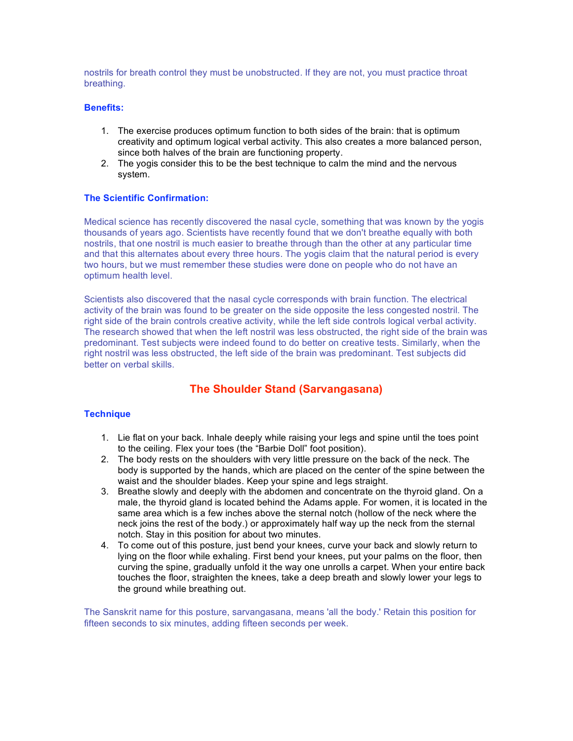nostrils for breath control they must be unobstructed. If they are not, you must practice throat breathing.

### Benefits:

1. The exercise produces optimum function to both sides of the brain: that is optimum creativity and optimum logical verbal activity. This also creates a more balanced person, since both halves of the brain are functioning property.
2. The yogis consider this to be the best technique to calm the mind and the nervous system.

### The Scientific Confirmation:

Medical science has recently discovered the nasal cycle, something that was known by the yogis thousands of years ago. Scientists have recently found that we don't breathe equally with both nostrils, that one nostril is much easier to breathe through than the other at any particular time and that this alternates about every three hours. The yogis claim that the natural period is every two hours, but we must remember these studies were done on people who do not have an optimum health level.

Scientists also discovered that the nasal cycle corresponds with brain function. The electrical activity of the brain was found to be greater on the side opposite the less congested nostril. The right side of the brain controls creative activity, while the left side controls logical verbal activity. The research showed that when the left nostril was less obstructed, the right side of the brain was predominant. Test subjects were indeed found to do better on creative tests. Similarly, when the right nostril was less obstructed, the left side of the brain was predominant. Test subjects did better on verbal skills.

## The Shoulder Stand (Sarvangasana)

### Technique

1. Lie flat on your back. Inhale deeply while raising your legs and spine until the toes point to the ceiling. Flex your toes (the "Barbie Doll" foot position).
2. The body rests on the shoulders with very little pressure on the back of the neck. The body is supported by the hands, which are placed on the center of the spine between the waist and the shoulder blades. Keep your spine and legs straight.
3. Breathe slowly and deeply with the abdomen and concentrate on the thyroid gland. On a male, the thyroid gland is located behind the Adams apple. For women, it is located in the same area which is a few inches above the sternal notch (hollow of the neck where the neck joins the rest of the body.) or approximately half way up the neck from the sternal notch. Stay in this position for about two minutes.
4. To come out of this posture, just bend your knees, curve your back and slowly return to lying on the floor while exhaling. First bend your knees, put your palms on the floor, then curving the spine, gradually unfold it the way one unrolls a carpet. When your entire back touches the floor, straighten the knees, take a deep breath and slowly lower your legs to the ground while breathing out.

The Sanskrit name for this posture, sarvangasana, means 'all the body.' Retain this position for fifteen seconds to six minutes, adding fifteen seconds per week.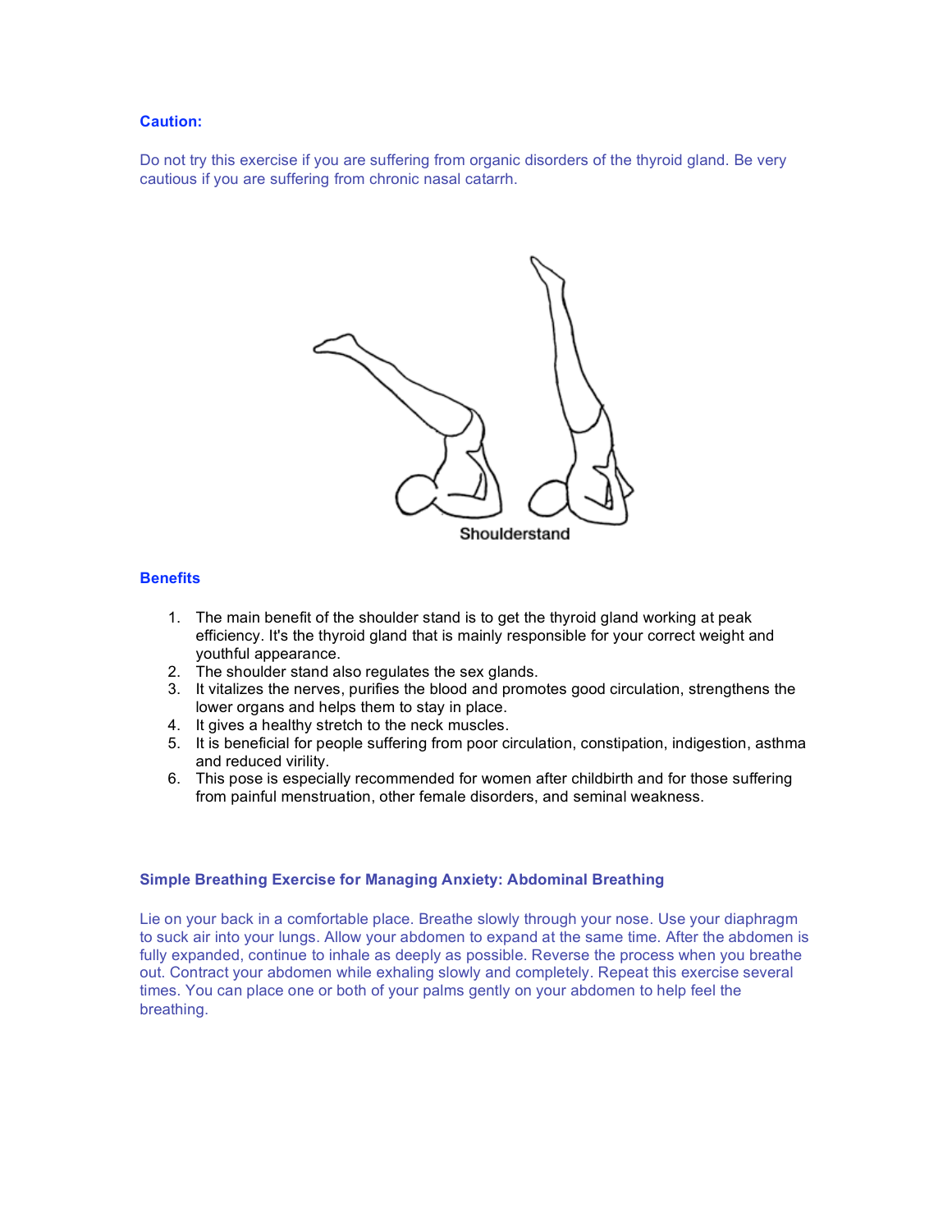**Caution:**

Do not try this exercise if you are suffering from organic disorders of the thyroid gland. Be very cautious if you are suffering from chronic nasal catarrh.

Shoulderstand

**Benefits**

1. The main benefit of the shoulder stand is to get the thyroid gland working at peak efficiency. It's the thyroid gland that is mainly responsible for your correct weight and youthful appearance.
2. The shoulder stand also regulates the sex glands.
3. It vitalizes the nerves, purifies the blood and promotes good circulation, strengthens the lower organs and helps them to stay in place.
4. It gives a healthy stretch to the neck muscles.
5. It is beneficial for people suffering from poor circulation, constipation, indigestion, asthma and reduced virility.
6. This pose is especially recommended for women after childbirth and for those suffering from painful menstruation, other female disorders, and seminal weakness.

**Simple Breathing Exercise for Managing Anxiety: Abdominal Breathing**

Lie on your back in a comfortable place. Breathe slowly through your nose. Use your diaphragm to suck air into your lungs. Allow your abdomen to expand at the same time. After the abdomen is fully expanded, continue to inhale as deeply as possible. Reverse the process when you breathe out. Contract your abdomen while exhaling slowly and completely. Repeat this exercise several times. You can place one or both of your palms gently on your abdomen to help feel the breathing.